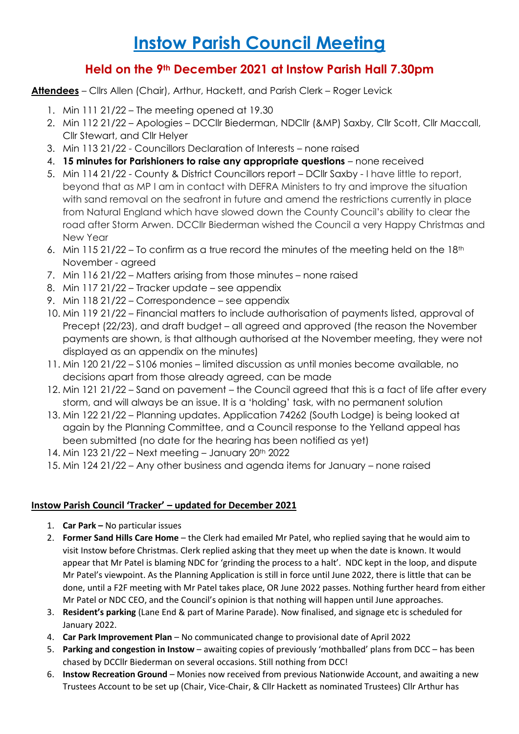# Instow Parish Council Meeting

## Held on the 9th December 2021 at Instow Parish Hall 7.30pm

**Attendees** – Cllrs Allen (Chair), Arthur, Hackett, and Parish Clerk – Roger Levick

1. Min 111 21/22 – The meeting opened at 19.30
2. Min 112 21/22 – Apologies – DCCllr Biederman, NDCllr (&MP) Saxby, Cllr Scott, Cllr Maccall, Cllr Stewart, and Cllr Helyer
3. Min 113 21/22 - Councillors Declaration of Interests – none raised
4. **15 minutes for Parishioners to raise any appropriate questions** – none received
5. Min 114 21/22 - County & District Councillors report – DCllr Saxby - I have little to report, beyond that as MP I am in contact with DEFRA Ministers to try and improve the situation with sand removal on the seafront in future and amend the restrictions currently in place from Natural England which have slowed down the County Council's ability to clear the road after Storm Arwen. DCCllr Biederman wished the Council a very Happy Christmas and New Year
6. Min 115 21/22 – To confirm as a true record the minutes of the meeting held on the 18th November - agreed
7. Min 116 21/22 – Matters arising from those minutes – none raised
8. Min 117 21/22 – Tracker update – see appendix
9. Min 118 21/22 – Correspondence – see appendix
10. Min 119 21/22 – Financial matters to include authorisation of payments listed, approval of Precept (22/23), and draft budget – all agreed and approved (the reason the November payments are shown, is that although authorised at the November meeting, they were not displayed as an appendix on the minutes)
11. Min 120 21/22 – S106 monies – limited discussion as until monies become available, no decisions apart from those already agreed, can be made
12. Min 121 21/22 – Sand on pavement – the Council agreed that this is a fact of life after every storm, and will always be an issue. It is a 'holding' task, with no permanent solution
13. Min 122 21/22 – Planning updates. Application 74262 (South Lodge) is being looked at again by the Planning Committee, and a Council response to the Yelland appeal has been submitted (no date for the hearing has been notified as yet)
14. Min 123 21/22 – Next meeting – January 20th 2022
15. Min 124 21/22 – Any other business and agenda items for January – none raised

## Instow Parish Council 'Tracker' – updated for December 2021

1. **Car Park –** No particular issues
2. **Former Sand Hills Care Home** – the Clerk had emailed Mr Patel, who replied saying that he would aim to visit Instow before Christmas. Clerk replied asking that they meet up when the date is known. It would appear that Mr Patel is blaming NDC for 'grinding the process to a halt'. NDC kept in the loop, and dispute Mr Patel's viewpoint. As the Planning Application is still in force until June 2022, there is little that can be done, until a F2F meeting with Mr Patel takes place, OR June 2022 passes. Nothing further heard from either Mr Patel or NDC CEO, and the Council's opinion is that nothing will happen until June approaches.
3. **Resident's parking** (Lane End & part of Marine Parade). Now finalised, and signage etc is scheduled for January 2022.
4. **Car Park Improvement Plan** – No communicated change to provisional date of April 2022
5. **Parking and congestion in Instow** – awaiting copies of previously 'mothballed' plans from DCC – has been chased by DCCllr Biederman on several occasions. Still nothing from DCC!
6. **Instow Recreation Ground** – Monies now received from previous Nationwide Account, and awaiting a new Trustees Account to be set up (Chair, Vice-Chair, & Cllr Hackett as nominated Trustees) Cllr Arthur has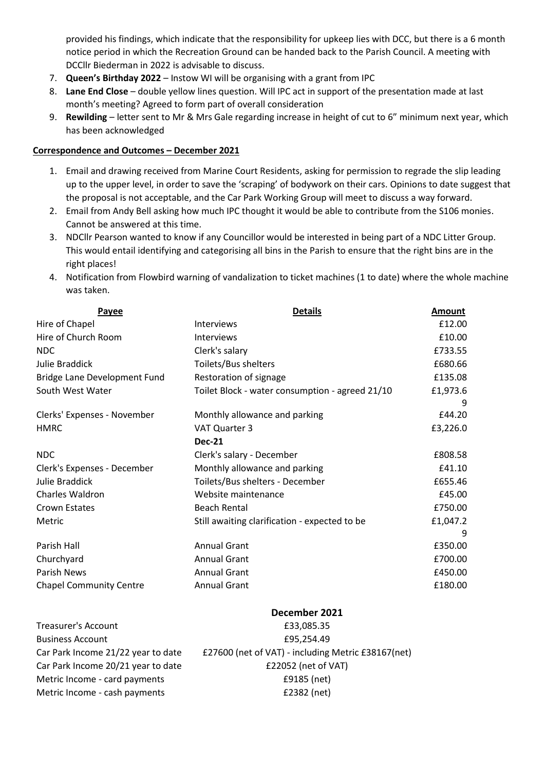provided his findings, which indicate that the responsibility for upkeep lies with DCC, but there is a 6 month notice period in which the Recreation Ground can be handed back to the Parish Council. A meeting with DCCllr Biederman in 2022 is advisable to discuss.

7. **Queen's Birthday 2022** – Instow WI will be organising with a grant from IPC
8. **Lane End Close** – double yellow lines question. Will IPC act in support of the presentation made at last month's meeting? Agreed to form part of overall consideration
9. **Rewilding** – letter sent to Mr & Mrs Gale regarding increase in height of cut to 6" minimum next year, which has been acknowledged

**Correspondence and Outcomes – December 2021**

1. Email and drawing received from Marine Court Residents, asking for permission to regrade the slip leading up to the upper level, in order to save the 'scraping' of bodywork on their cars. Opinions to date suggest that the proposal is not acceptable, and the Car Park Working Group will meet to discuss a way forward.
2. Email from Andy Bell asking how much IPC thought it would be able to contribute from the S106 monies. Cannot be answered at this time.
3. NDCllr Pearson wanted to know if any Councillor would be interested in being part of a NDC Litter Group. This would entail identifying and categorising all bins in the Parish to ensure that the right bins are in the right places!
4. Notification from Flowbird warning of vandalization to ticket machines (1 to date) where the whole machine was taken.

| Payee | Details | Amount |
|---|---|---|
| Hire of Chapel | Interviews | £12.00 |
| Hire of Church Room | Interviews | £10.00 |
| NDC | Clerk's salary | £733.55 |
| Julie Braddick | Toilets/Bus shelters | £680.66 |
| Bridge Lane Development Fund | Restoration of signage | £135.08 |
| South West Water | Toilet Block - water consumption - agreed 21/10 | £1,973.69 |
| Clerks' Expenses - November | Monthly allowance and parking | £44.20 |
| HMRC | VAT Quarter 3 | £3,226.0 |
| | **Dec-21** | |
| NDC | Clerk's salary - December | £808.58 |
| Clerk's Expenses - December | Monthly allowance and parking | £41.10 |
| Julie Braddick | Toilets/Bus shelters - December | £655.46 |
| Charles Waldron | Website maintenance | £45.00 |
| Crown Estates | Beach Rental | £750.00 |
| Metric | Still awaiting clarification - expected to be | £1,047.29 |
| Parish Hall | Annual Grant | £350.00 |
| Churchyard | Annual Grant | £700.00 |
| Parish News | Annual Grant | £450.00 |
| Chapel Community Centre | Annual Grant | £180.00 |

| | December 2021 |
|---|---|
| Treasurer's Account | £33,085.35 |
| Business Account | £95,254.49 |
| Car Park Income 21/22 year to date | £27600 (net of VAT) - including Metric £38167(net) |
| Car Park Income 20/21 year to date | £22052 (net of VAT) |
| Metric Income - card payments | £9185 (net) |
| Metric Income - cash payments | £2382 (net) |